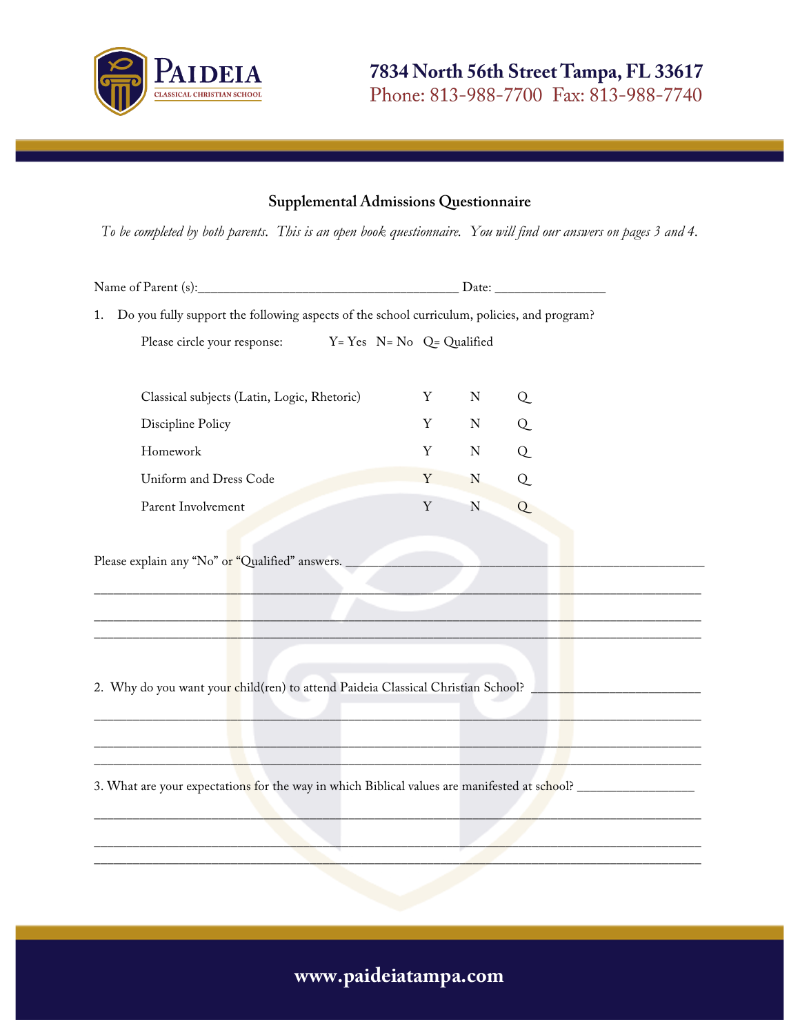PAIDEIA
CLASSICAL CHRISTIAN SCHOOL

7834 North 56th Street Tampa, FL 33617
Phone: 813-988-7700 Fax: 813-988-7740

## Supplemental Admissions Questionnaire

*To be completed by both parents. This is an open book questionnaire. You will find our answers on pages 3 and 4.*

Name of Parent (s):_______________________________________ Date: ________________

1. Do you fully support the following aspects of the school curriculum, policies, and program?

   Please circle your response: Y= Yes N= No Q= Qualified

| | | | |
|---|---|---|---|
| Classical subjects (Latin, Logic, Rhetoric) | Y | N | Q |
| Discipline Policy | Y | N | Q |
| Homework | Y | N | Q |
| Uniform and Dress Code | Y | N | Q |
| Parent Involvement | Y | N | Q |

Please explain any "No" or "Qualified" answers. ___________________________________________________
_________________________________________________________________________________________
_________________________________________________________________________________________
_________________________________________________________________________________________

2. Why do you want your child(ren) to attend Paideia Classical Christian School? _________________________
_________________________________________________________________________________________
_________________________________________________________________________________________
_________________________________________________________________________________________

3. What are your expectations for the way in which Biblical values are manifested at school? _________________
_________________________________________________________________________________________
_________________________________________________________________________________________
_________________________________________________________________________________________

www.paideiatampa.com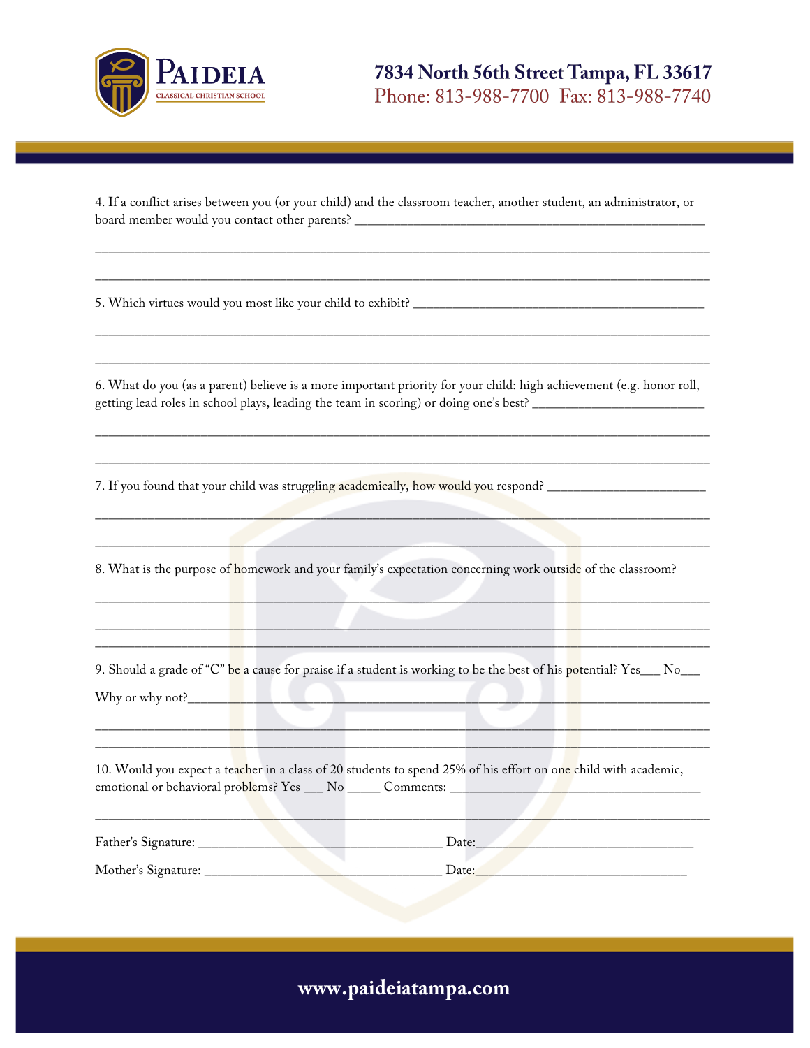4. If a conflict arises between you (or your child) and the classroom teacher, another student, an administrator, or board member would you contact other parents? ____________________________________________________

_____________________________________________________________________________________

_____________________________________________________________________________________

5. Which virtues would you most like your child to exhibit? ____________________________________________

_____________________________________________________________________________________

_____________________________________________________________________________________

6. What do you (as a parent) believe is a more important priority for your child: high achievement (e.g. honor roll, getting lead roles in school plays, leading the team in scoring) or doing one's best? ________________________

_____________________________________________________________________________________

_____________________________________________________________________________________

7. If you found that your child was struggling academically, how would you respond? _______________________

_____________________________________________________________________________________

_____________________________________________________________________________________

8. What is the purpose of homework and your family's expectation concerning work outside of the classroom?

_____________________________________________________________________________________

_____________________________________________________________________________________

_____________________________________________________________________________________

9. Should a grade of "C" be a cause for praise if a student is working to be the best of his potential? Yes___ No___

Why or why not?_______________________________________________________________________

_____________________________________________________________________________________

_____________________________________________________________________________________

10. Would you expect a teacher in a class of 20 students to spend 25% of his effort on one child with academic, emotional or behavioral problems? Yes ___ No _____ Comments: ______________________________________

_____________________________________________________________________________________

Father's Signature: ___________________________________ Date:_______________________________

Mother's Signature: __________________________________ Date:______________________________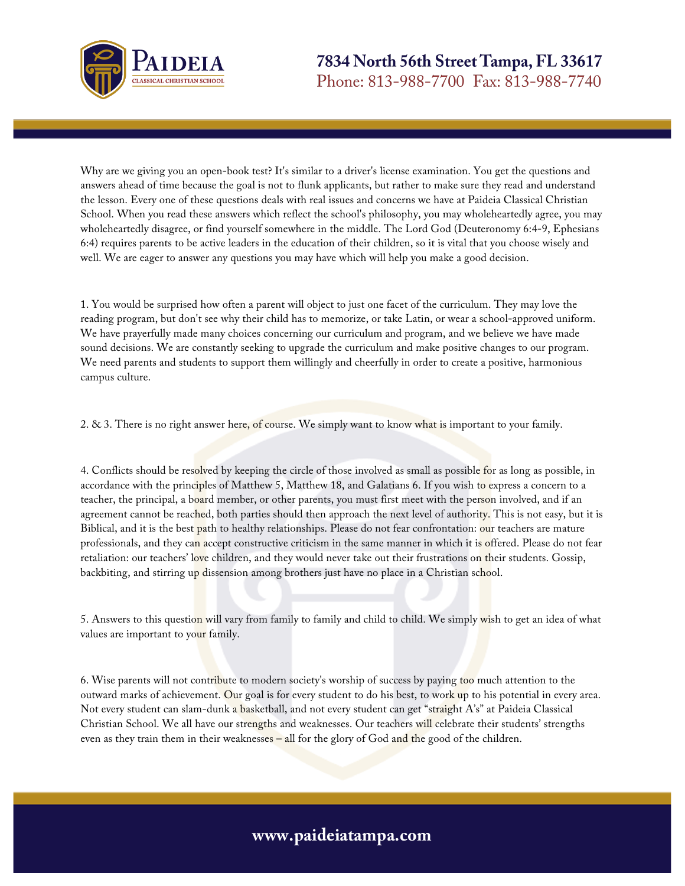Why are we giving you an open-book test? It's similar to a driver's license examination. You get the questions and answers ahead of time because the goal is not to flunk applicants, but rather to make sure they read and understand the lesson. Every one of these questions deals with real issues and concerns we have at Paideia Classical Christian School. When you read these answers which reflect the school's philosophy, you may wholeheartedly agree, you may wholeheartedly disagree, or find yourself somewhere in the middle. The Lord God (Deuteronomy 6:4-9, Ephesians 6:4) requires parents to be active leaders in the education of their children, so it is vital that you choose wisely and well. We are eager to answer any questions you may have which will help you make a good decision.

1. You would be surprised how often a parent will object to just one facet of the curriculum. They may love the reading program, but don't see why their child has to memorize, or take Latin, or wear a school-approved uniform. We have prayerfully made many choices concerning our curriculum and program, and we believe we have made sound decisions. We are constantly seeking to upgrade the curriculum and make positive changes to our program. We need parents and students to support them willingly and cheerfully in order to create a positive, harmonious campus culture.

2. & 3. There is no right answer here, of course. We simply want to know what is important to your family.

4. Conflicts should be resolved by keeping the circle of those involved as small as possible for as long as possible, in accordance with the principles of Matthew 5, Matthew 18, and Galatians 6. If you wish to express a concern to a teacher, the principal, a board member, or other parents, you must first meet with the person involved, and if an agreement cannot be reached, both parties should then approach the next level of authority. This is not easy, but it is Biblical, and it is the best path to healthy relationships. Please do not fear confrontation: our teachers are mature professionals, and they can accept constructive criticism in the same manner in which it is offered. Please do not fear retaliation: our teachers' love children, and they would never take out their frustrations on their students. Gossip, backbiting, and stirring up dissension among brothers just have no place in a Christian school.

5. Answers to this question will vary from family to family and child to child. We simply wish to get an idea of what values are important to your family.

6. Wise parents will not contribute to modern society's worship of success by paying too much attention to the outward marks of achievement. Our goal is for every student to do his best, to work up to his potential in every area. Not every student can slam-dunk a basketball, and not every student can get "straight A's" at Paideia Classical Christian School. We all have our strengths and weaknesses. Our teachers will celebrate their students' strengths even as they train them in their weaknesses – all for the glory of God and the good of the children.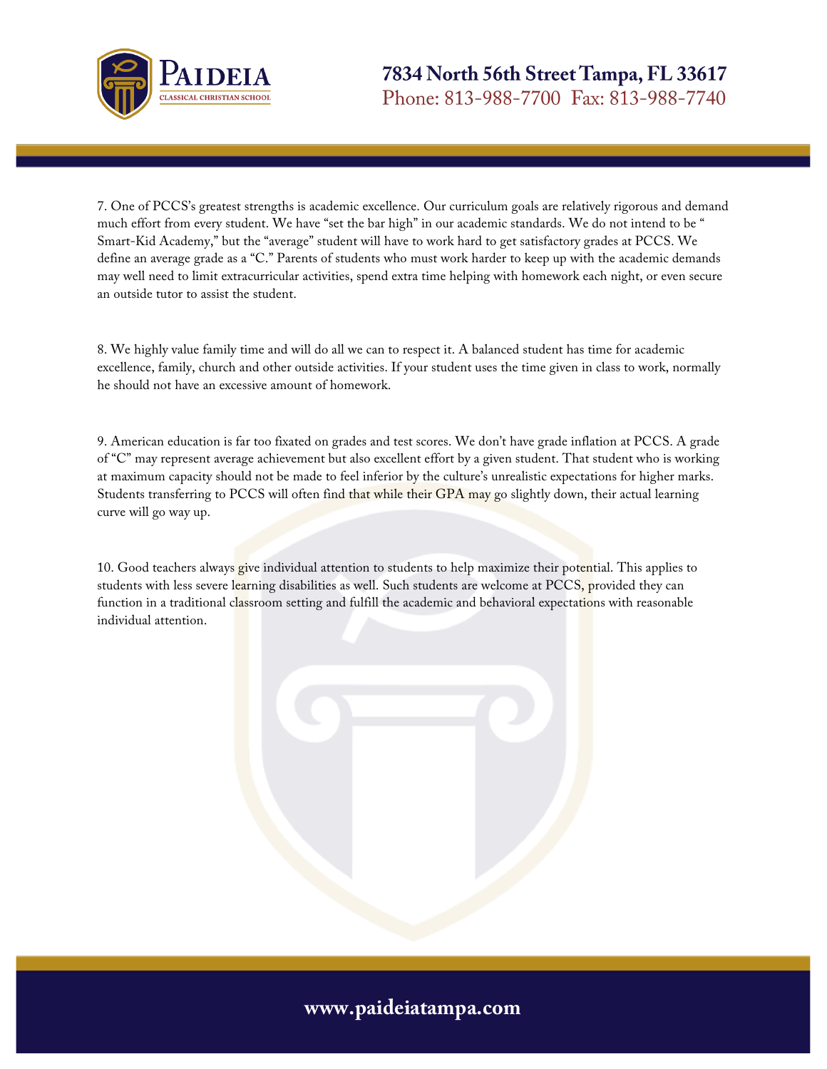7. One of PCCS's greatest strengths is academic excellence. Our curriculum goals are relatively rigorous and demand much effort from every student. We have "set the bar high" in our academic standards. We do not intend to be " Smart-Kid Academy," but the "average" student will have to work hard to get satisfactory grades at PCCS. We define an average grade as a "C." Parents of students who must work harder to keep up with the academic demands may well need to limit extracurricular activities, spend extra time helping with homework each night, or even secure an outside tutor to assist the student.

8. We highly value family time and will do all we can to respect it. A balanced student has time for academic excellence, family, church and other outside activities. If your student uses the time given in class to work, normally he should not have an excessive amount of homework.

9. American education is far too fixated on grades and test scores. We don't have grade inflation at PCCS. A grade of "C" may represent average achievement but also excellent effort by a given student. That student who is working at maximum capacity should not be made to feel inferior by the culture's unrealistic expectations for higher marks. Students transferring to PCCS will often find that while their GPA may go slightly down, their actual learning curve will go way up.

10. Good teachers always give individual attention to students to help maximize their potential. This applies to students with less severe learning disabilities as well. Such students are welcome at PCCS, provided they can function in a traditional classroom setting and fulfill the academic and behavioral expectations with reasonable individual attention.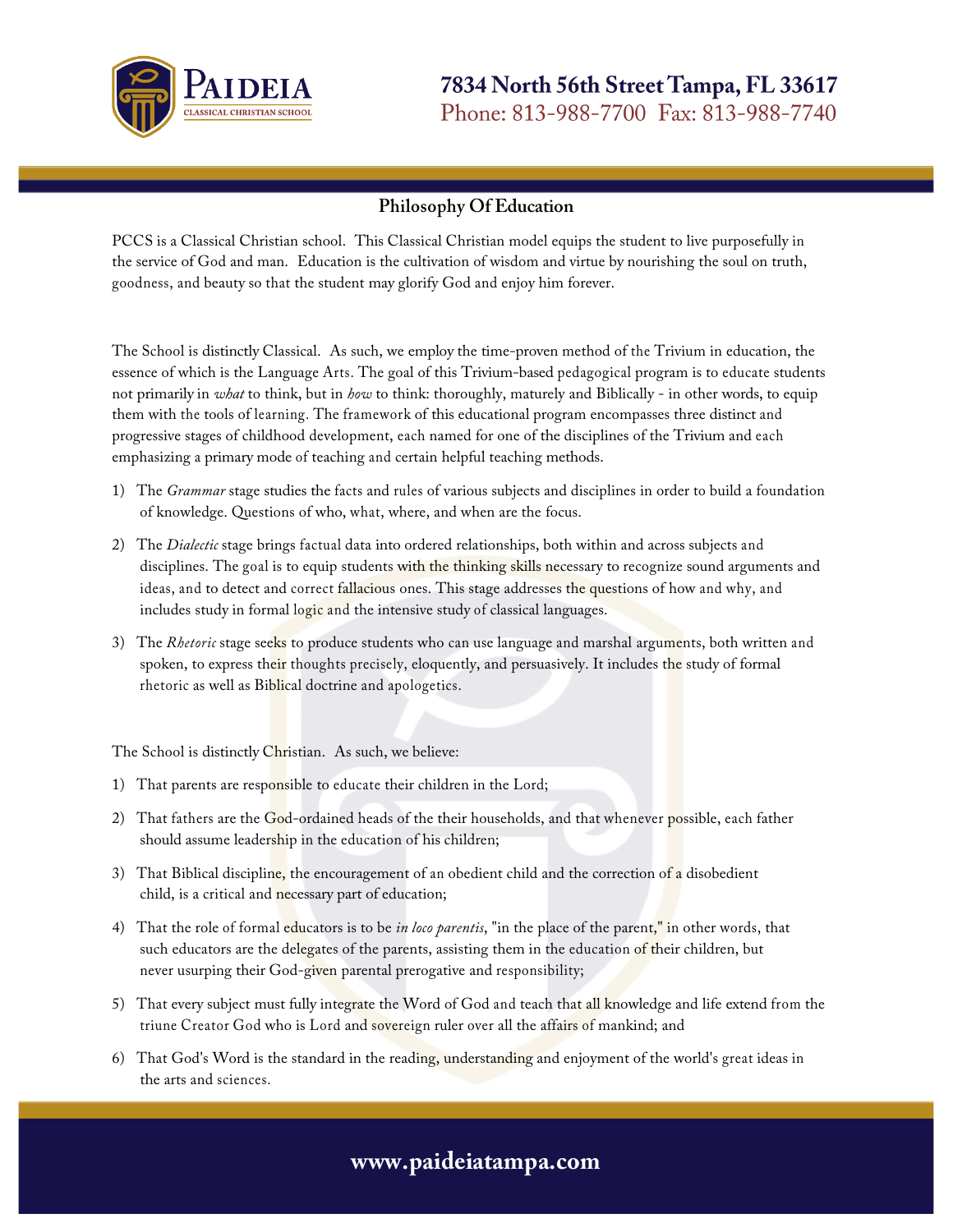## Philosophy Of Education

PCCS is a Classical Christian school. This Classical Christian model equips the student to live purposefully in the service of God and man. Education is the cultivation of wisdom and virtue by nourishing the soul on truth, goodness, and beauty so that the student may glorify God and enjoy him forever.

The School is distinctly Classical. As such, we employ the time-proven method of the Trivium in education, the essence of which is the Language Arts. The goal of this Trivium-based pedagogical program is to educate students not primarily in *what* to think, but in *how* to think: thoroughly, maturely and Biblically - in other words, to equip them with the tools of learning. The framework of this educational program encompasses three distinct and progressive stages of childhood development, each named for one of the disciplines of the Trivium and each emphasizing a primary mode of teaching and certain helpful teaching methods.

1) The *Grammar* stage studies the facts and rules of various subjects and disciplines in order to build a foundation of knowledge. Questions of who, what, where, and when are the focus.
2) The *Dialectic* stage brings factual data into ordered relationships, both within and across subjects and disciplines. The goal is to equip students with the thinking skills necessary to recognize sound arguments and ideas, and to detect and correct fallacious ones. This stage addresses the questions of how and why, and includes study in formal logic and the intensive study of classical languages.
3) The *Rhetoric* stage seeks to produce students who can use language and marshal arguments, both written and spoken, to express their thoughts precisely, eloquently, and persuasively. It includes the study of formal rhetoric as well as Biblical doctrine and apologetics.

The School is distinctly Christian. As such, we believe:

1) That parents are responsible to educate their children in the Lord;
2) That fathers are the God-ordained heads of the their households, and that whenever possible, each father should assume leadership in the education of his children;
3) That Biblical discipline, the encouragement of an obedient child and the correction of a disobedient child, is a critical and necessary part of education;
4) That the role of formal educators is to be *in loco parentis*, "in the place of the parent," in other words, that such educators are the delegates of the parents, assisting them in the education of their children, but never usurping their God-given parental prerogative and responsibility;
5) That every subject must fully integrate the Word of God and teach that all knowledge and life extend from the triune Creator God who is Lord and sovereign ruler over all the affairs of mankind; and
6) That God's Word is the standard in the reading, understanding and enjoyment of the world's great ideas in the arts and sciences.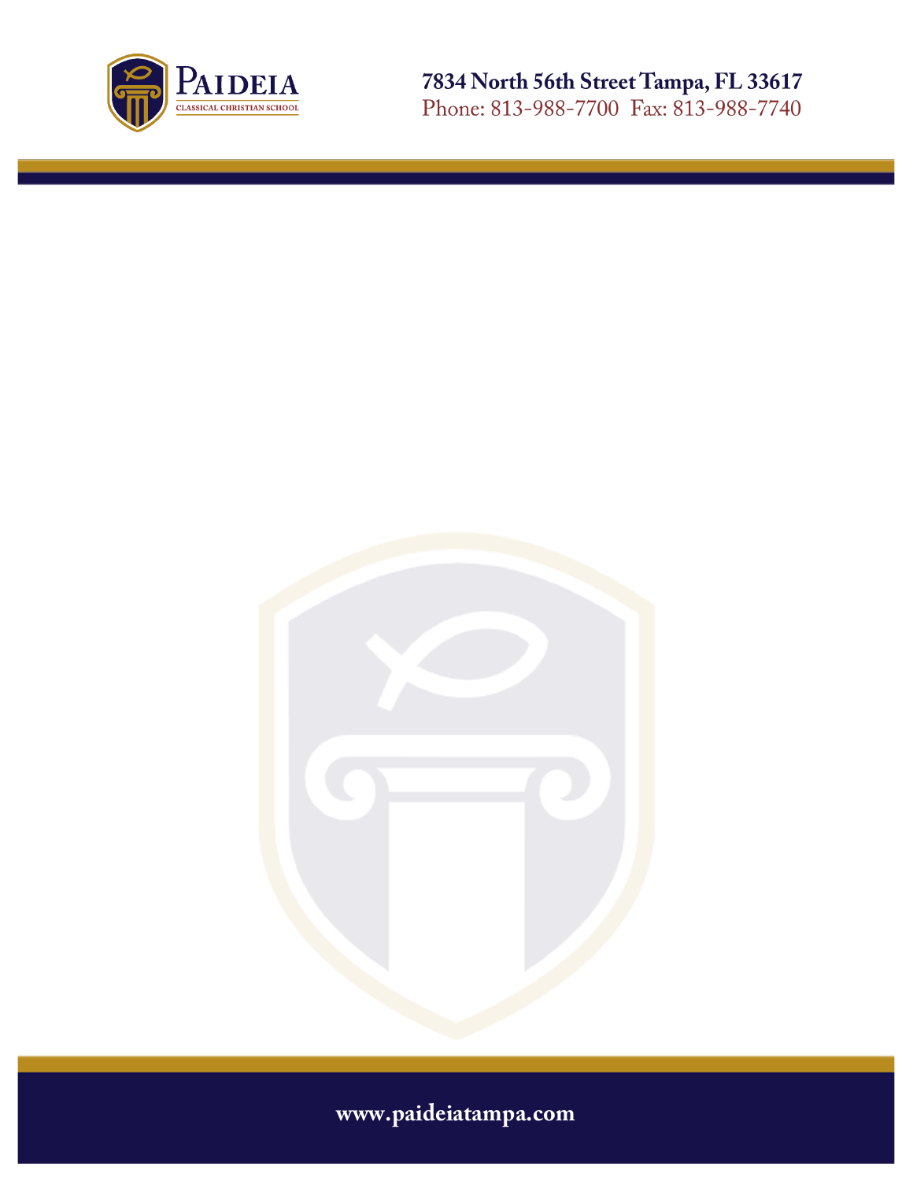PAIDEIA

CLASSICAL CHRISTIAN SCHOOL

**7834 North 56th Street Tampa, FL 33617**

Phone: 813-988-7700 Fax: 813-988-7740

**www.paideiatampa.com**